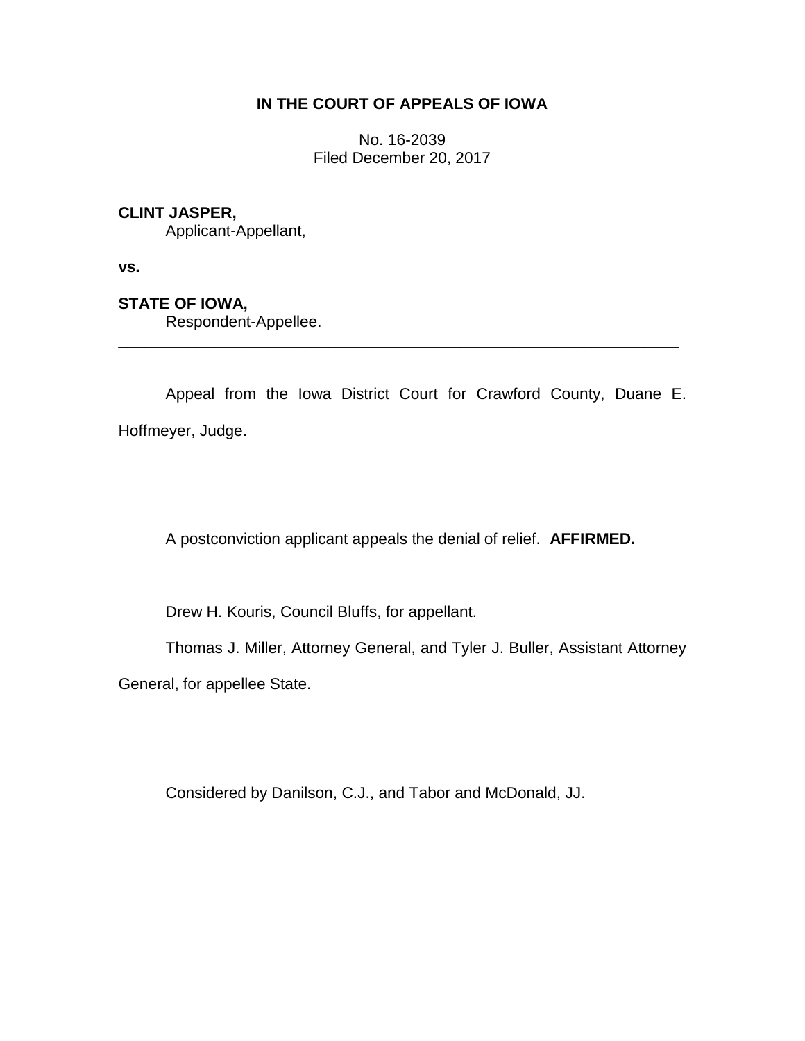**IN THE COURT OF APPEALS OF IOWA**

No. 16-2039
Filed December 20, 2017

**CLINT JASPER,**
Applicant-Appellant,

**vs.**

**STATE OF IOWA,**
Respondent-Appellee.

---

Appeal from the Iowa District Court for Crawford County, Duane E. Hoffmeyer, Judge.

A postconviction applicant appeals the denial of relief. **AFFIRMED.**

Drew H. Kouris, Council Bluffs, for appellant.

Thomas J. Miller, Attorney General, and Tyler J. Buller, Assistant Attorney General, for appellee State.

Considered by Danilson, C.J., and Tabor and McDonald, JJ.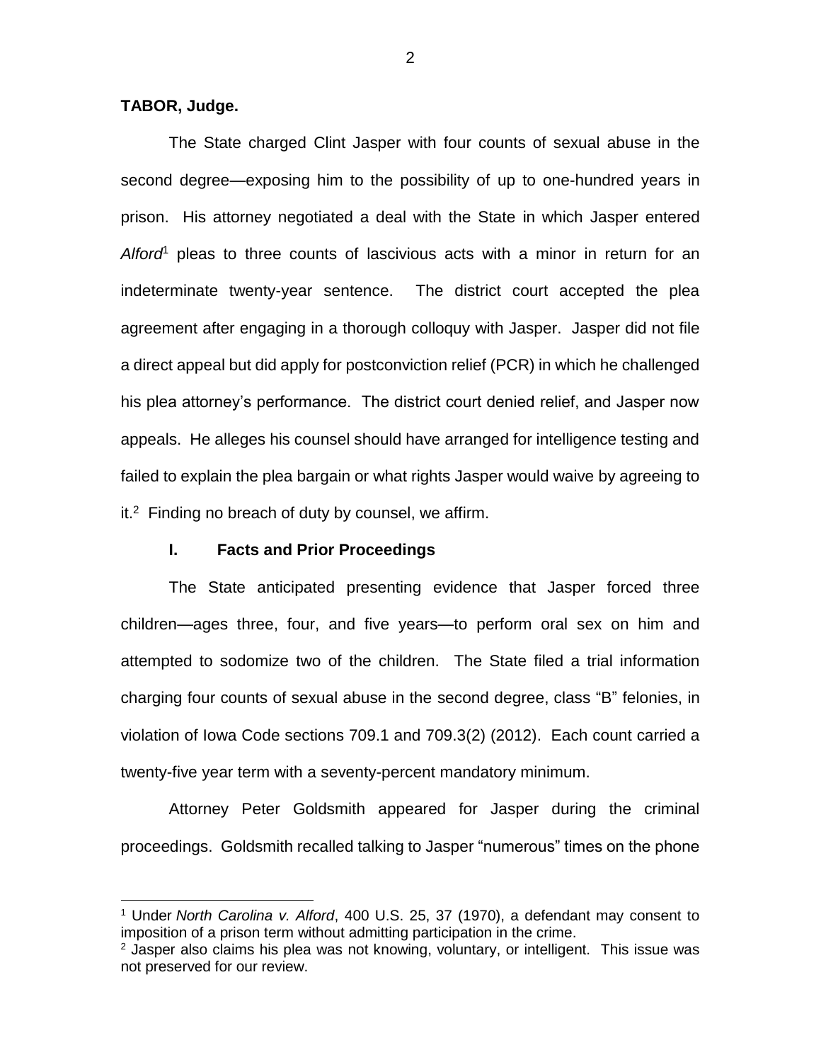**TABOR, Judge.**

The State charged Clint Jasper with four counts of sexual abuse in the second degree—exposing him to the possibility of up to one-hundred years in prison. His attorney negotiated a deal with the State in which Jasper entered *Alford*[1] pleas to three counts of lascivious acts with a minor in return for an indeterminate twenty-year sentence. The district court accepted the plea agreement after engaging in a thorough colloquy with Jasper. Jasper did not file a direct appeal but did apply for postconviction relief (PCR) in which he challenged his plea attorney's performance. The district court denied relief, and Jasper now appeals. He alleges his counsel should have arranged for intelligence testing and failed to explain the plea bargain or what rights Jasper would waive by agreeing to it.[2] Finding no breach of duty by counsel, we affirm.

## I. Facts and Prior Proceedings

The State anticipated presenting evidence that Jasper forced three children—ages three, four, and five years—to perform oral sex on him and attempted to sodomize two of the children. The State filed a trial information charging four counts of sexual abuse in the second degree, class "B" felonies, in violation of Iowa Code sections 709.1 and 709.3(2) (2012). Each count carried a twenty-five year term with a seventy-percent mandatory minimum.

Attorney Peter Goldsmith appeared for Jasper during the criminal proceedings. Goldsmith recalled talking to Jasper "numerous" times on the phone

---

[1] Under *North Carolina v. Alford*, 400 U.S. 25, 37 (1970), a defendant may consent to imposition of a prison term without admitting participation in the crime.

[2] Jasper also claims his plea was not knowing, voluntary, or intelligent. This issue was not preserved for our review.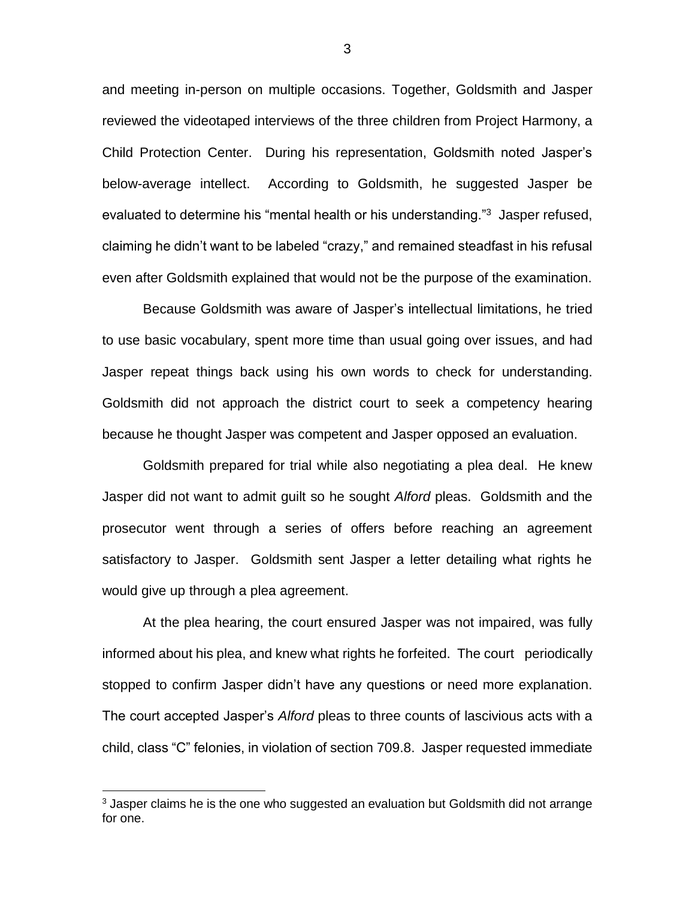and meeting in-person on multiple occasions. Together, Goldsmith and Jasper reviewed the videotaped interviews of the three children from Project Harmony, a Child Protection Center. During his representation, Goldsmith noted Jasper's below-average intellect. According to Goldsmith, he suggested Jasper be evaluated to determine his "mental health or his understanding."[3] Jasper refused, claiming he didn't want to be labeled "crazy," and remained steadfast in his refusal even after Goldsmith explained that would not be the purpose of the examination.

Because Goldsmith was aware of Jasper's intellectual limitations, he tried to use basic vocabulary, spent more time than usual going over issues, and had Jasper repeat things back using his own words to check for understanding. Goldsmith did not approach the district court to seek a competency hearing because he thought Jasper was competent and Jasper opposed an evaluation.

Goldsmith prepared for trial while also negotiating a plea deal. He knew Jasper did not want to admit guilt so he sought *Alford* pleas. Goldsmith and the prosecutor went through a series of offers before reaching an agreement satisfactory to Jasper. Goldsmith sent Jasper a letter detailing what rights he would give up through a plea agreement.

At the plea hearing, the court ensured Jasper was not impaired, was fully informed about his plea, and knew what rights he forfeited. The court periodically stopped to confirm Jasper didn't have any questions or need more explanation. The court accepted Jasper's *Alford* pleas to three counts of lascivious acts with a child, class "C" felonies, in violation of section 709.8. Jasper requested immediate

[3] Jasper claims he is the one who suggested an evaluation but Goldsmith did not arrange for one.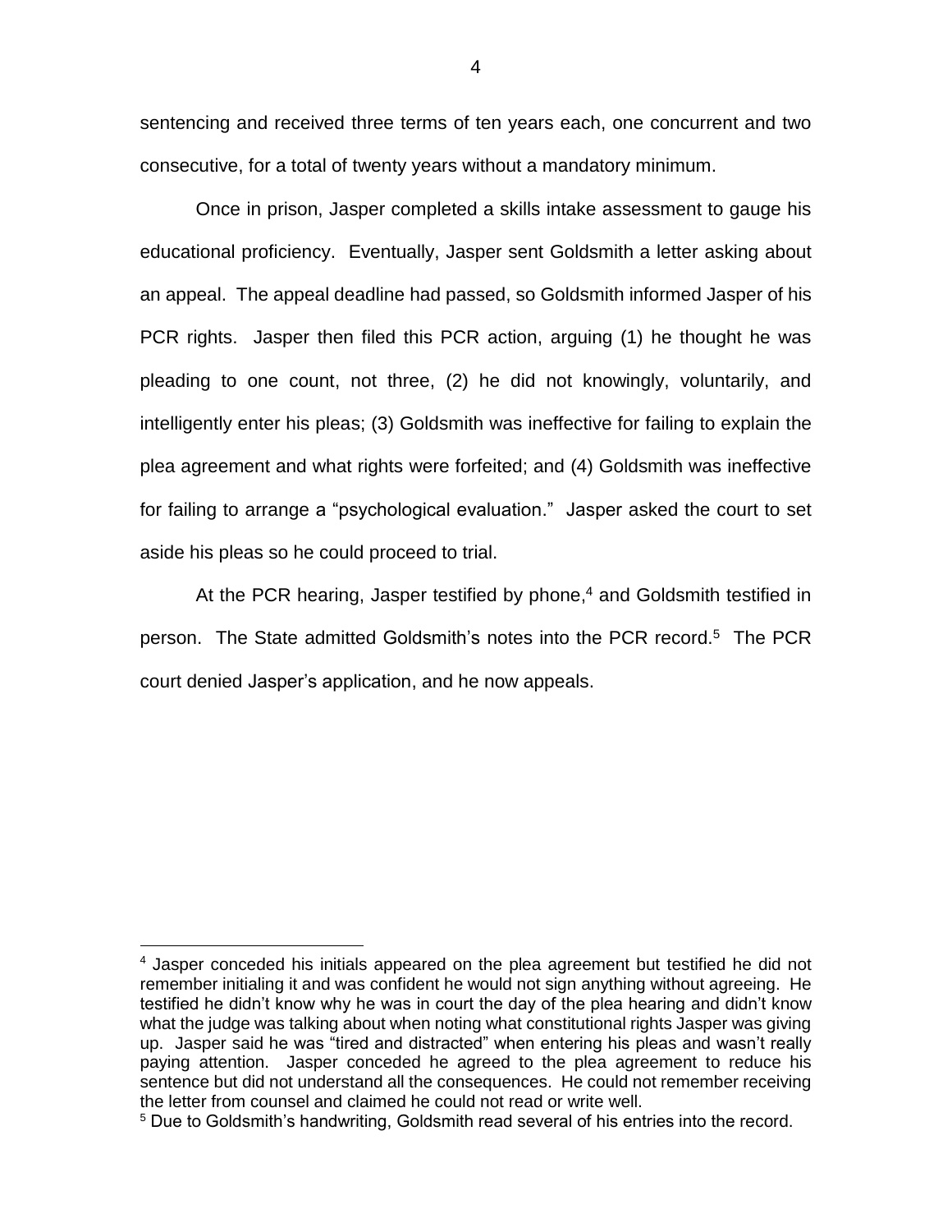sentencing and received three terms of ten years each, one concurrent and two consecutive, for a total of twenty years without a mandatory minimum.

Once in prison, Jasper completed a skills intake assessment to gauge his educational proficiency. Eventually, Jasper sent Goldsmith a letter asking about an appeal. The appeal deadline had passed, so Goldsmith informed Jasper of his PCR rights. Jasper then filed this PCR action, arguing (1) he thought he was pleading to one count, not three, (2) he did not knowingly, voluntarily, and intelligently enter his pleas; (3) Goldsmith was ineffective for failing to explain the plea agreement and what rights were forfeited; and (4) Goldsmith was ineffective for failing to arrange a "psychological evaluation." Jasper asked the court to set aside his pleas so he could proceed to trial.

At the PCR hearing, Jasper testified by phone,[4] and Goldsmith testified in person. The State admitted Goldsmith's notes into the PCR record.[5] The PCR court denied Jasper's application, and he now appeals.

---

[4] Jasper conceded his initials appeared on the plea agreement but testified he did not remember initialing it and was confident he would not sign anything without agreeing. He testified he didn't know why he was in court the day of the plea hearing and didn't know what the judge was talking about when noting what constitutional rights Jasper was giving up. Jasper said he was "tired and distracted" when entering his pleas and wasn't really paying attention. Jasper conceded he agreed to the plea agreement to reduce his sentence but did not understand all the consequences. He could not remember receiving the letter from counsel and claimed he could not read or write well.

[5] Due to Goldsmith's handwriting, Goldsmith read several of his entries into the record.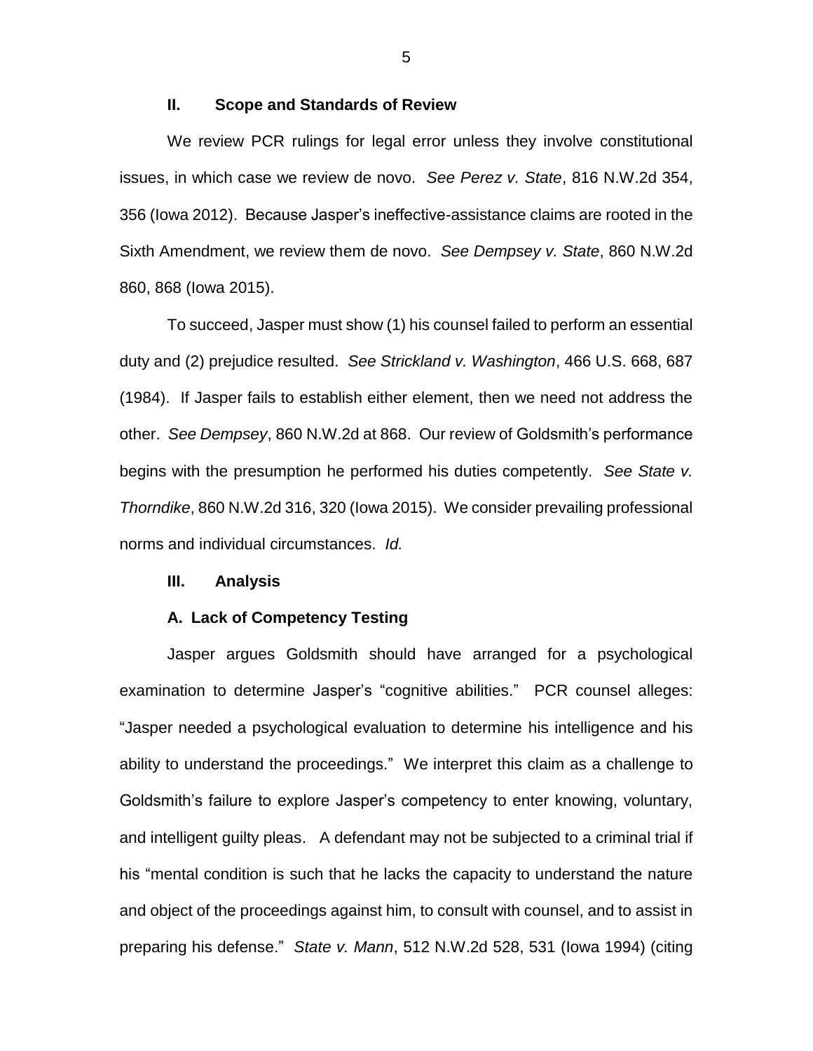### II. Scope and Standards of Review

We review PCR rulings for legal error unless they involve constitutional issues, in which case we review de novo. *See Perez v. State*, 816 N.W.2d 354, 356 (Iowa 2012). Because Jasper's ineffective-assistance claims are rooted in the Sixth Amendment, we review them de novo. *See Dempsey v. State*, 860 N.W.2d 860, 868 (Iowa 2015).

To succeed, Jasper must show (1) his counsel failed to perform an essential duty and (2) prejudice resulted. *See Strickland v. Washington*, 466 U.S. 668, 687 (1984). If Jasper fails to establish either element, then we need not address the other. *See Dempsey*, 860 N.W.2d at 868. Our review of Goldsmith's performance begins with the presumption he performed his duties competently. *See State v. Thorndike*, 860 N.W.2d 316, 320 (Iowa 2015). We consider prevailing professional norms and individual circumstances. *Id.*

### III. Analysis

#### A. Lack of Competency Testing

Jasper argues Goldsmith should have arranged for a psychological examination to determine Jasper's "cognitive abilities." PCR counsel alleges: "Jasper needed a psychological evaluation to determine his intelligence and his ability to understand the proceedings." We interpret this claim as a challenge to Goldsmith's failure to explore Jasper's competency to enter knowing, voluntary, and intelligent guilty pleas. A defendant may not be subjected to a criminal trial if his "mental condition is such that he lacks the capacity to understand the nature and object of the proceedings against him, to consult with counsel, and to assist in preparing his defense." *State v. Mann*, 512 N.W.2d 528, 531 (Iowa 1994) (citing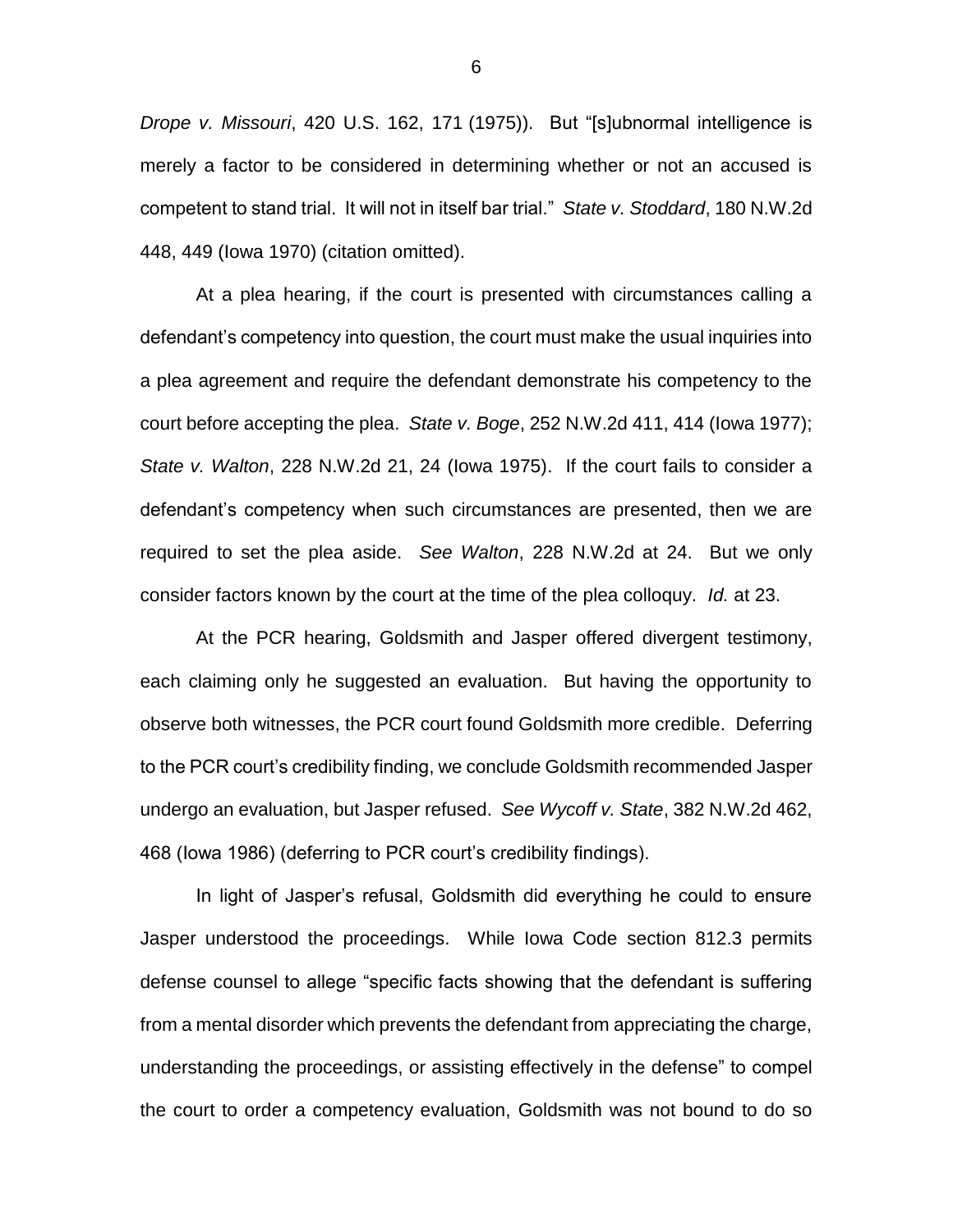*Drope v. Missouri*, 420 U.S. 162, 171 (1975)). But "[s]ubnormal intelligence is merely a factor to be considered in determining whether or not an accused is competent to stand trial. It will not in itself bar trial." *State v. Stoddard*, 180 N.W.2d 448, 449 (Iowa 1970) (citation omitted).

At a plea hearing, if the court is presented with circumstances calling a defendant's competency into question, the court must make the usual inquiries into a plea agreement and require the defendant demonstrate his competency to the court before accepting the plea. *State v. Boge*, 252 N.W.2d 411, 414 (Iowa 1977); *State v. Walton*, 228 N.W.2d 21, 24 (Iowa 1975). If the court fails to consider a defendant's competency when such circumstances are presented, then we are required to set the plea aside. *See Walton*, 228 N.W.2d at 24. But we only consider factors known by the court at the time of the plea colloquy. *Id.* at 23.

At the PCR hearing, Goldsmith and Jasper offered divergent testimony, each claiming only he suggested an evaluation. But having the opportunity to observe both witnesses, the PCR court found Goldsmith more credible. Deferring to the PCR court's credibility finding, we conclude Goldsmith recommended Jasper undergo an evaluation, but Jasper refused. *See Wycoff v. State*, 382 N.W.2d 462, 468 (Iowa 1986) (deferring to PCR court's credibility findings).

In light of Jasper's refusal, Goldsmith did everything he could to ensure Jasper understood the proceedings. While Iowa Code section 812.3 permits defense counsel to allege "specific facts showing that the defendant is suffering from a mental disorder which prevents the defendant from appreciating the charge, understanding the proceedings, or assisting effectively in the defense" to compel the court to order a competency evaluation, Goldsmith was not bound to do so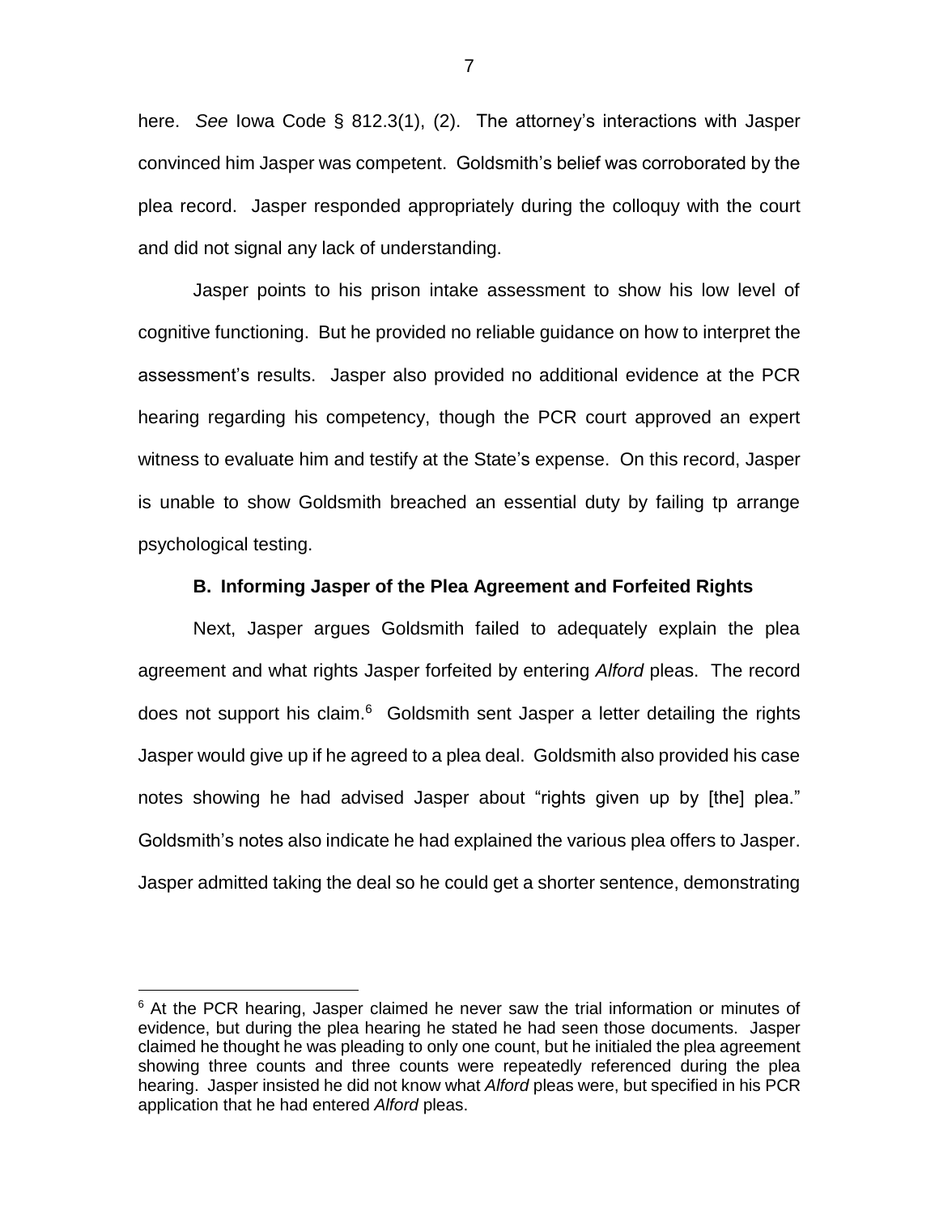here. *See* Iowa Code § 812.3(1), (2). The attorney's interactions with Jasper convinced him Jasper was competent. Goldsmith's belief was corroborated by the plea record. Jasper responded appropriately during the colloquy with the court and did not signal any lack of understanding.

Jasper points to his prison intake assessment to show his low level of cognitive functioning. But he provided no reliable guidance on how to interpret the assessment's results. Jasper also provided no additional evidence at the PCR hearing regarding his competency, though the PCR court approved an expert witness to evaluate him and testify at the State's expense. On this record, Jasper is unable to show Goldsmith breached an essential duty by failing tp arrange psychological testing.

### B. Informing Jasper of the Plea Agreement and Forfeited Rights

Next, Jasper argues Goldsmith failed to adequately explain the plea agreement and what rights Jasper forfeited by entering *Alford* pleas. The record does not support his claim.[6] Goldsmith sent Jasper a letter detailing the rights Jasper would give up if he agreed to a plea deal. Goldsmith also provided his case notes showing he had advised Jasper about "rights given up by [the] plea." Goldsmith's notes also indicate he had explained the various plea offers to Jasper. Jasper admitted taking the deal so he could get a shorter sentence, demonstrating

---

[6] At the PCR hearing, Jasper claimed he never saw the trial information or minutes of evidence, but during the plea hearing he stated he had seen those documents. Jasper claimed he thought he was pleading to only one count, but he initialed the plea agreement showing three counts and three counts were repeatedly referenced during the plea hearing. Jasper insisted he did not know what *Alford* pleas were, but specified in his PCR application that he had entered *Alford* pleas.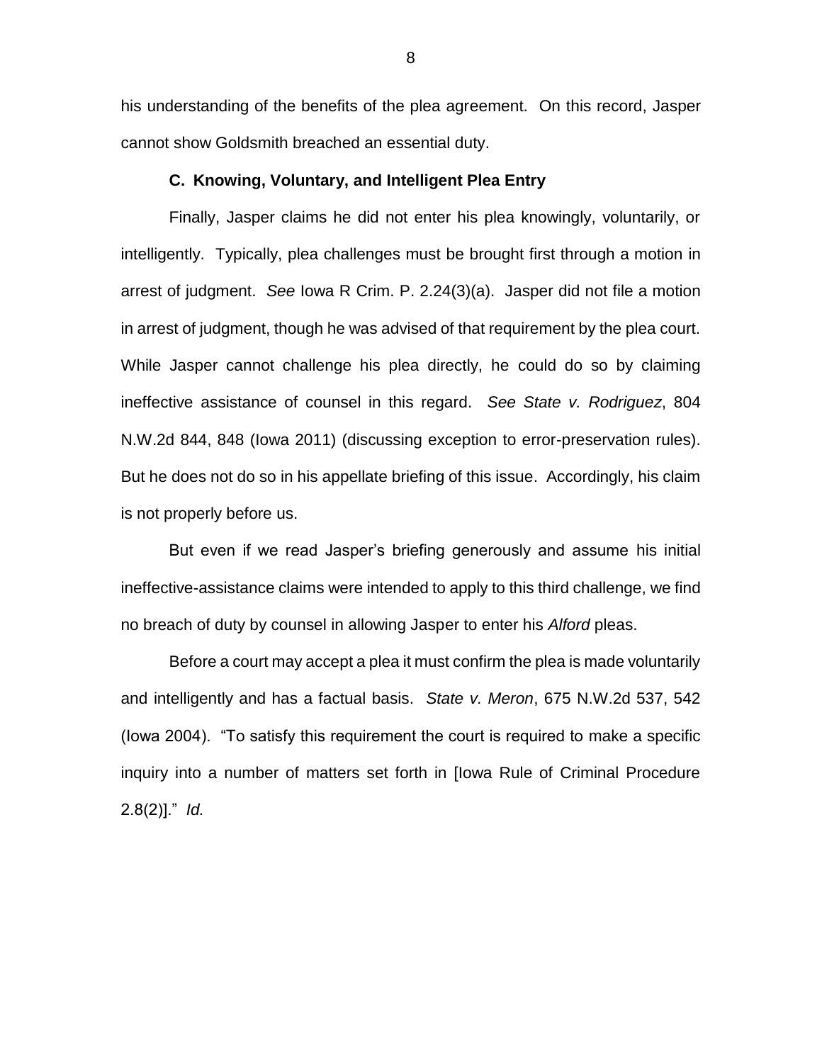his understanding of the benefits of the plea agreement. On this record, Jasper cannot show Goldsmith breached an essential duty.

### C. Knowing, Voluntary, and Intelligent Plea Entry

Finally, Jasper claims he did not enter his plea knowingly, voluntarily, or intelligently. Typically, plea challenges must be brought first through a motion in arrest of judgment. *See* Iowa R Crim. P. 2.24(3)(a). Jasper did not file a motion in arrest of judgment, though he was advised of that requirement by the plea court. While Jasper cannot challenge his plea directly, he could do so by claiming ineffective assistance of counsel in this regard. *See State v. Rodriguez*, 804 N.W.2d 844, 848 (Iowa 2011) (discussing exception to error-preservation rules). But he does not do so in his appellate briefing of this issue. Accordingly, his claim is not properly before us.

But even if we read Jasper's briefing generously and assume his initial ineffective-assistance claims were intended to apply to this third challenge, we find no breach of duty by counsel in allowing Jasper to enter his *Alford* pleas.

Before a court may accept a plea it must confirm the plea is made voluntarily and intelligently and has a factual basis. *State v. Meron*, 675 N.W.2d 537, 542 (Iowa 2004). "To satisfy this requirement the court is required to make a specific inquiry into a number of matters set forth in [Iowa Rule of Criminal Procedure 2.8(2)]." *Id.*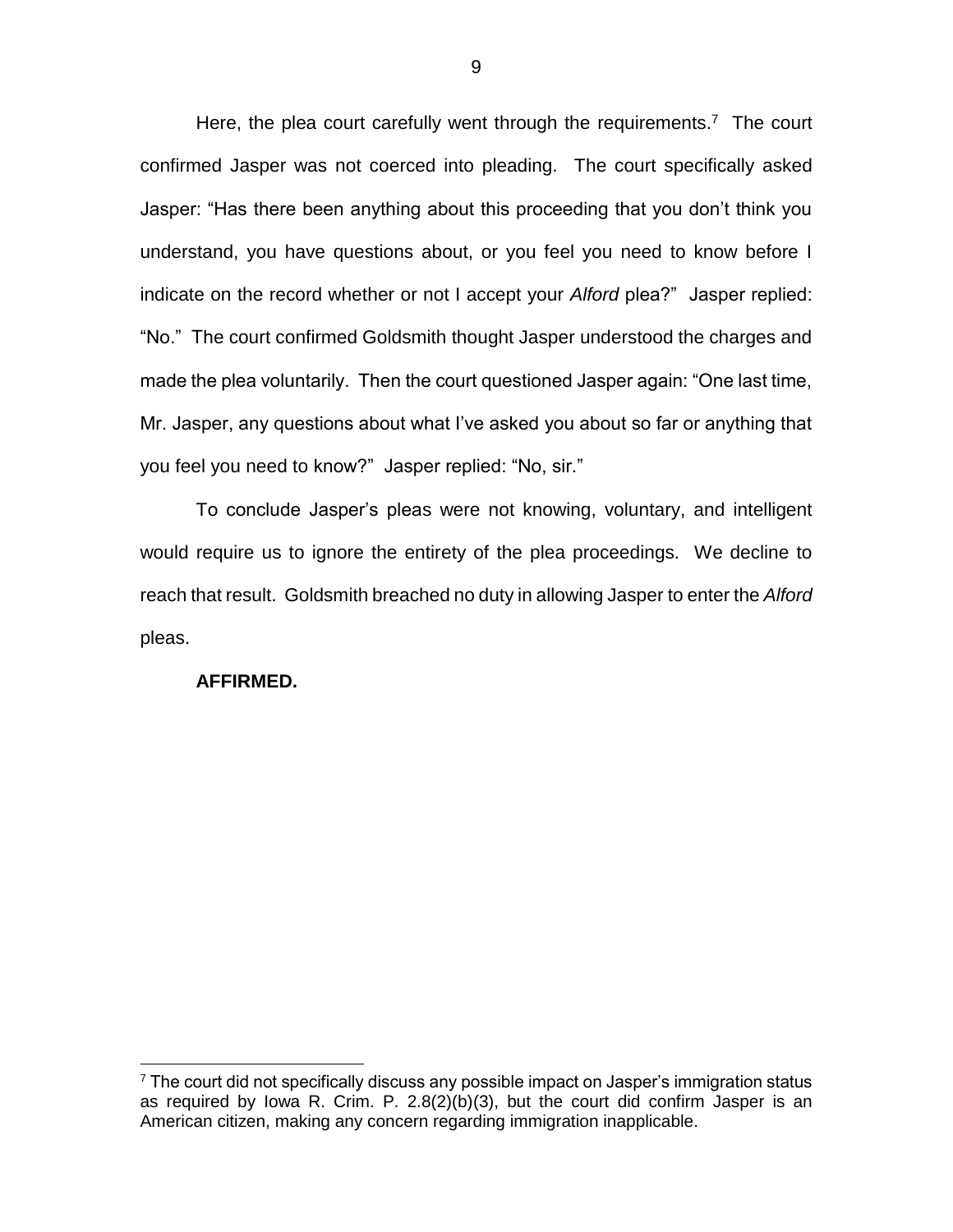Here, the plea court carefully went through the requirements.[7] The court confirmed Jasper was not coerced into pleading. The court specifically asked Jasper: "Has there been anything about this proceeding that you don't think you understand, you have questions about, or you feel you need to know before I indicate on the record whether or not I accept your *Alford* plea?" Jasper replied: "No." The court confirmed Goldsmith thought Jasper understood the charges and made the plea voluntarily. Then the court questioned Jasper again: "One last time, Mr. Jasper, any questions about what I've asked you about so far or anything that you feel you need to know?" Jasper replied: "No, sir."

To conclude Jasper's pleas were not knowing, voluntary, and intelligent would require us to ignore the entirety of the plea proceedings. We decline to reach that result. Goldsmith breached no duty in allowing Jasper to enter the *Alford* pleas.

**AFFIRMED.**

[7] The court did not specifically discuss any possible impact on Jasper's immigration status as required by Iowa R. Crim. P. 2.8(2)(b)(3), but the court did confirm Jasper is an American citizen, making any concern regarding immigration inapplicable.